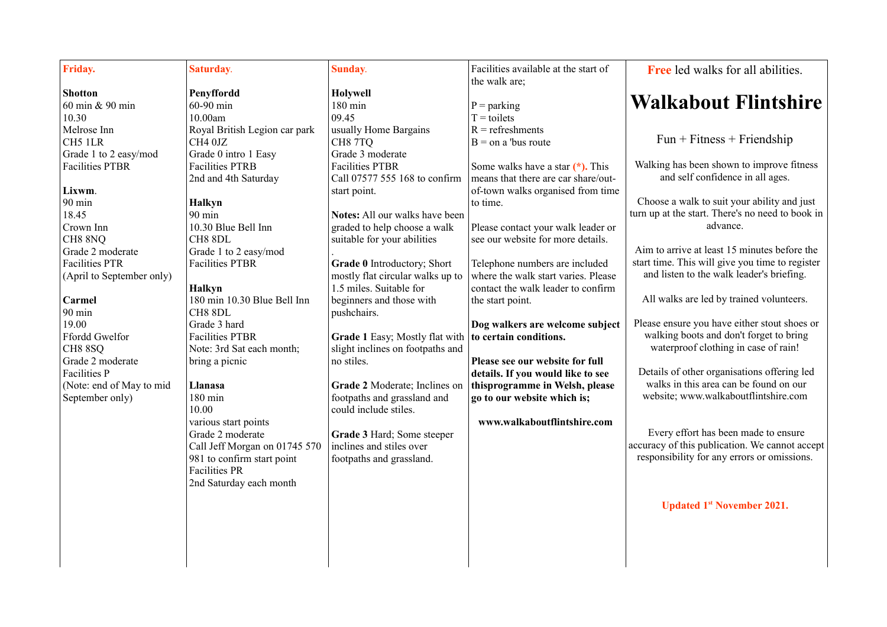**Friday.**

**Shotton**
60 min & 90 min
10.30
Melrose Inn
CH5 1LR
Grade 1 to 2 easy/mod
Facilities PTBR

**Lixwm**.
90 min
18.45
Crown Inn
CH8 8NQ
Grade 2 moderate
Facilities PTR
(April to September only)

**Carmel**
90 min
19.00
Ffordd Gwelfor
CH8 8SQ
Grade 2 moderate
Facilities P
(Note: end of May to mid September only)

**Saturday**.

**Penyffordd**
60-90 min
10.00am
Royal British Legion car park
CH4 0JZ
Grade 0 intro 1 Easy
Facilities PTRB
2nd and 4th Saturday

**Halkyn**
90 min
10.30 Blue Bell Inn
CH8 8DL
Grade 1 to 2 easy/mod
Facilities PTBR

**Halkyn**
180 min 10.30 Blue Bell Inn
CH8 8DL
Grade 3 hard
Facilities PTBR
Note: 3rd Sat each month; bring a picnic

**Llanasa**
180 min
10.00
various start points
Grade 2 moderate
Call Jeff Morgan on 01745 570 981 to confirm start point
Facilities PR
2nd Saturday each month

**Sunday**.

**Holywell**
180 min
09.45
usually Home Bargains
CH8 7TQ
Grade 3 moderate
Facilities PTBR
Call 07577 555 168 to confirm start point.

**Notes:** All our walks have been graded to help choose a walk suitable for your abilities
.
**Grade 0** Introductory; Short mostly flat circular walks up to 1.5 miles. Suitable for beginners and those with pushchairs.

**Grade 1** Easy; Mostly flat with slight inclines on footpaths and no stiles.

**Grade 2** Moderate; Inclines on footpaths and grassland and could include stiles.

**Grade 3** Hard; Some steeper inclines and stiles over footpaths and grassland.

Facilities available at the start of the walk are;

P = parking
T = toilets
R = refreshments
B = on a 'bus route

Some walks have a star **(*)**. This means that there are car share/out-of-town walks organised from time to time.

Please contact your walk leader or see our website for more details.

Telephone numbers are included where the walk start varies. Please contact the walk leader to confirm the start point.

**Dog walkers are welcome subject to certain conditions.**

**Please see our website for full details. If you would like to see thisprogramme in Welsh, please go to our website which is;**

**www.walkaboutflintshire.com**

**Free** led walks for all abilities.

# Walkabout Flintshire

Fun + Fitness + Friendship

Walking has been shown to improve fitness and self confidence in all ages.

Choose a walk to suit your ability and just turn up at the start. There's no need to book in advance.

Aim to arrive at least 15 minutes before the start time. This will give you time to register and listen to the walk leader's briefing.

All walks are led by trained volunteers.

Please ensure you have either stout shoes or walking boots and don't forget to bring waterproof clothing in case of rain!

Details of other organisations offering led walks in this area can be found on our website; www.walkaboutflintshire.com

Every effort has been made to ensure accuracy of this publication. We cannot accept responsibility for any errors or omissions.

**Updated 1st November 2021.**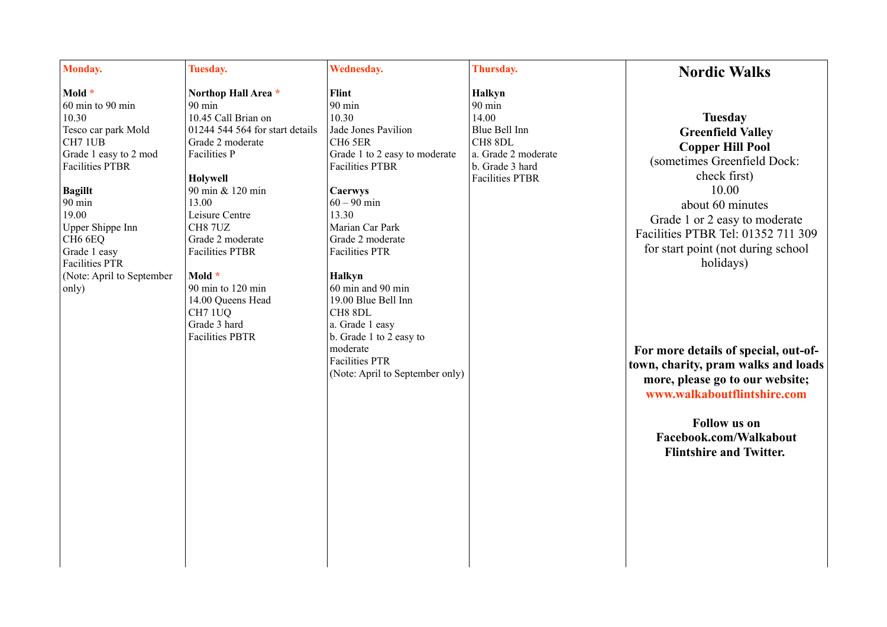| Monday. | Tuesday. | Wednesday. | Thursday. | Nordic Walks |
|---|---|---|---|---|
| **Mold** *<br>60 min to 90 min<br>10.30<br>Tesco car park Mold<br>CH7 1UB<br>Grade 1 easy to 2 mod<br>Facilities PTBR<br><br>**Bagillt**<br>90 min<br>19.00<br>Upper Shippe Inn<br>CH6 6EQ<br>Grade 1 easy<br>Facilities PTR<br>(Note: April to September only) | **Northop Hall Area** *<br>90 min<br>10.45 Call Brian on 01244 544 564 for start details<br>Grade 2 moderate<br>Facilities P<br><br>**Holywell**<br>90 min & 120 min<br>13.00<br>Leisure Centre<br>CH8 7UZ<br>Grade 2 moderate<br>Facilities PTBR<br><br>**Mold** *<br>90 min to 120 min<br>14.00 Queens Head<br>CH7 1UQ<br>Grade 3 hard<br>Facilities PBTR | **Flint**<br>90 min<br>10.30<br>Jade Jones Pavilion<br>CH6 5ER<br>Grade 1 to 2 easy to moderate<br>Facilities PTBR<br><br>**Caerwys**<br>60 – 90 min<br>13.30<br>Marian Car Park<br>Grade 2 moderate<br>Facilities PTR<br><br>**Halkyn**<br>60 min and 90 min<br>19.00 Blue Bell Inn<br>CH8 8DL<br>a. Grade 1 easy<br>b. Grade 1 to 2 easy to moderate<br>Facilities PTR<br>(Note: April to September only) | **Halkyn**<br>90 min<br>14.00<br>Blue Bell Inn<br>CH8 8DL<br>a. Grade 2 moderate<br>b. Grade 3 hard<br>Facilities PTBR | **Tuesday**<br>**Greenfield Valley**<br>**Copper Hill Pool**<br>(sometimes Greenfield Dock: check first)<br>10.00<br>about 60 minutes<br>Grade 1 or 2 easy to moderate<br>Facilities PTBR Tel: 01352 711 309 for start point (not during school holidays)<br><br>**For more details of special, out-of-town, charity, pram walks and loads more, please go to our website; www.walkaboutflintshire.com**<br><br>**Follow us on Facebook.com/Walkabout Flintshire and Twitter.** |